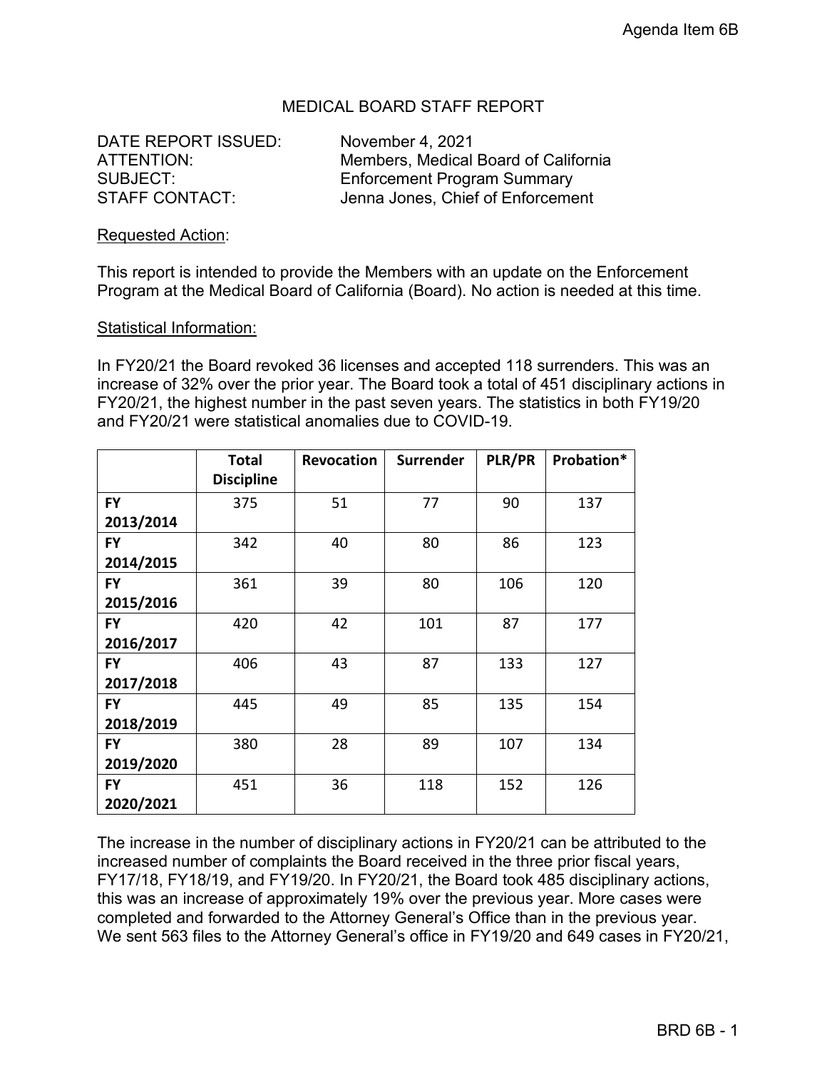Agenda Item 6B

# MEDICAL BOARD STAFF REPORT

DATE REPORT ISSUED: November 4, 2021
ATTENTION: Members, Medical Board of California
SUBJECT: Enforcement Program Summary
STAFF CONTACT: Jenna Jones, Chief of Enforcement

Requested Action:

This report is intended to provide the Members with an update on the Enforcement Program at the Medical Board of California (Board). No action is needed at this time.

Statistical Information:

In FY20/21 the Board revoked 36 licenses and accepted 118 surrenders. This was an increase of 32% over the prior year. The Board took a total of 451 disciplinary actions in FY20/21, the highest number in the past seven years. The statistics in both FY19/20 and FY20/21 were statistical anomalies due to COVID-19.

| | Total Discipline | Revocation | Surrender | PLR/PR | Probation* |
|---|---|---|---|---|---|
| FY 2013/2014 | 375 | 51 | 77 | 90 | 137 |
| FY 2014/2015 | 342 | 40 | 80 | 86 | 123 |
| FY 2015/2016 | 361 | 39 | 80 | 106 | 120 |
| FY 2016/2017 | 420 | 42 | 101 | 87 | 177 |
| FY 2017/2018 | 406 | 43 | 87 | 133 | 127 |
| FY 2018/2019 | 445 | 49 | 85 | 135 | 154 |
| FY 2019/2020 | 380 | 28 | 89 | 107 | 134 |
| FY 2020/2021 | 451 | 36 | 118 | 152 | 126 |

The increase in the number of disciplinary actions in FY20/21 can be attributed to the increased number of complaints the Board received in the three prior fiscal years, FY17/18, FY18/19, and FY19/20. In FY20/21, the Board took 485 disciplinary actions, this was an increase of approximately 19% over the previous year. More cases were completed and forwarded to the Attorney General's Office than in the previous year. We sent 563 files to the Attorney General's office in FY19/20 and 649 cases in FY20/21,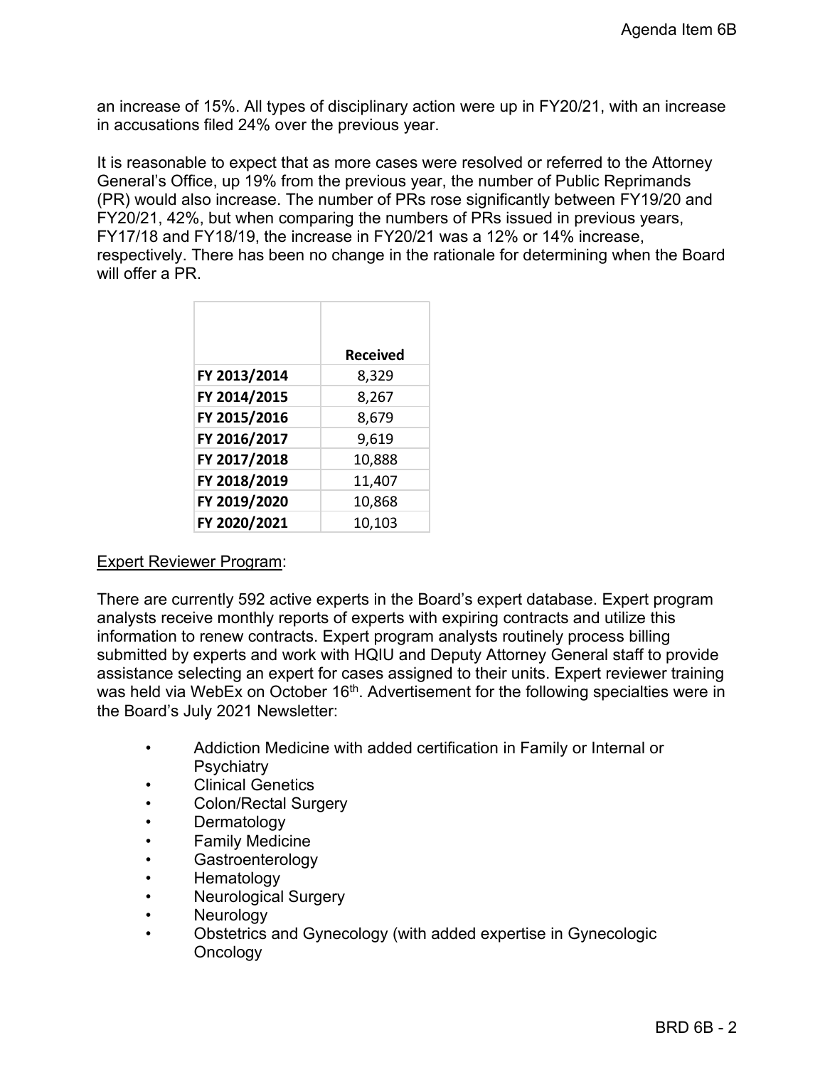an increase of 15%. All types of disciplinary action were up in FY20/21, with an increase in accusations filed 24% over the previous year.

It is reasonable to expect that as more cases were resolved or referred to the Attorney General's Office, up 19% from the previous year, the number of Public Reprimands (PR) would also increase. The number of PRs rose significantly between FY19/20 and FY20/21, 42%, but when comparing the numbers of PRs issued in previous years, FY17/18 and FY18/19, the increase in FY20/21 was a 12% or 14% increase, respectively. There has been no change in the rationale for determining when the Board will offer a PR.

| | Received |
|---|---|
| FY 2013/2014 | 8,329 |
| FY 2014/2015 | 8,267 |
| FY 2015/2016 | 8,679 |
| FY 2016/2017 | 9,619 |
| FY 2017/2018 | 10,888 |
| FY 2018/2019 | 11,407 |
| FY 2019/2020 | 10,868 |
| FY 2020/2021 | 10,103 |

<u>Expert Reviewer Program</u>:

There are currently 592 active experts in the Board's expert database. Expert program analysts receive monthly reports of experts with expiring contracts and utilize this information to renew contracts. Expert program analysts routinely process billing submitted by experts and work with HQIU and Deputy Attorney General staff to provide assistance selecting an expert for cases assigned to their units. Expert reviewer training was held via WebEx on October 16th. Advertisement for the following specialties were in the Board's July 2021 Newsletter:

- Addiction Medicine with added certification in Family or Internal or Psychiatry
- Clinical Genetics
- Colon/Rectal Surgery
- Dermatology
- Family Medicine
- Gastroenterology
- Hematology
- Neurological Surgery
- Neurology
- Obstetrics and Gynecology (with added expertise in Gynecologic Oncology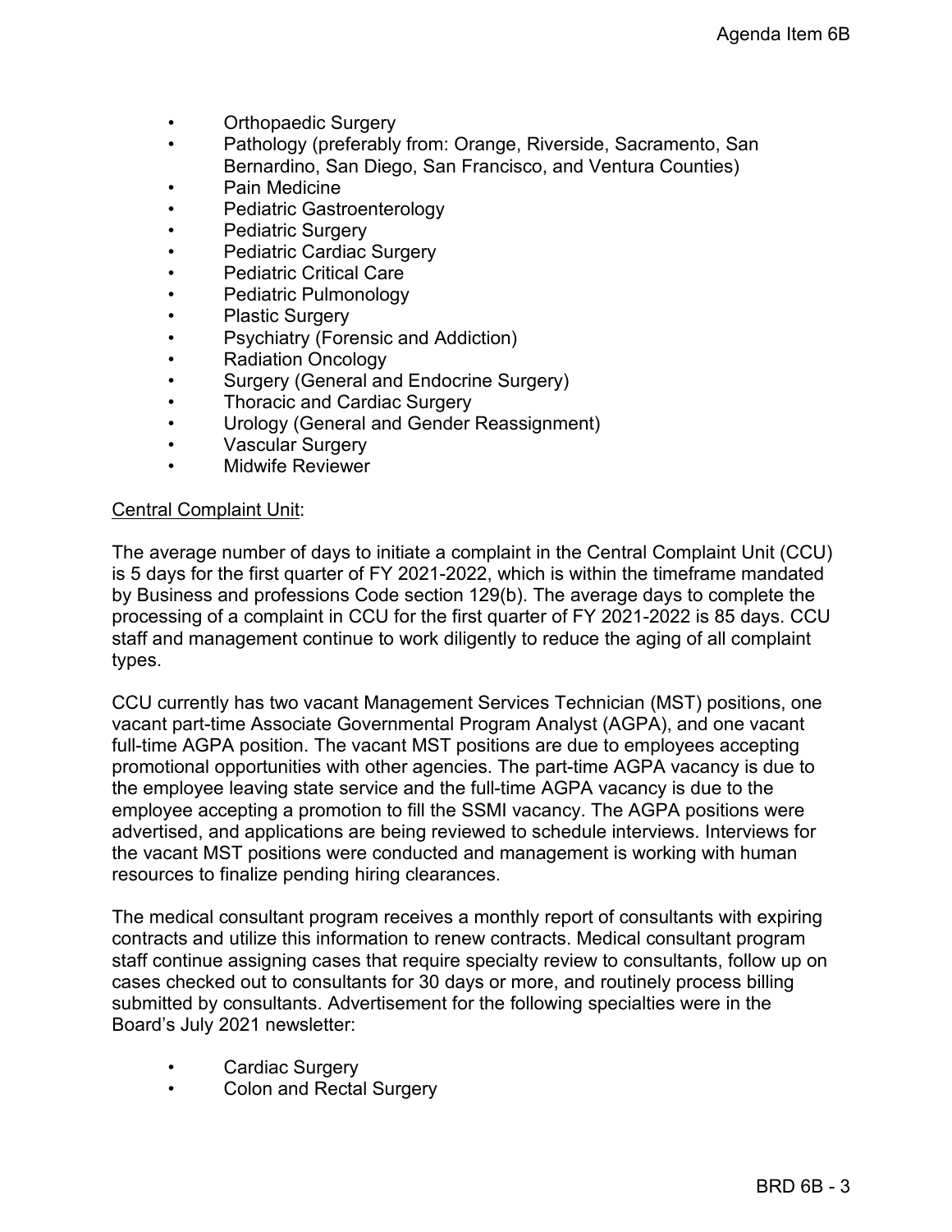- Orthopaedic Surgery
- Pathology (preferably from: Orange, Riverside, Sacramento, San Bernardino, San Diego, San Francisco, and Ventura Counties)
- Pain Medicine
- Pediatric Gastroenterology
- Pediatric Surgery
- Pediatric Cardiac Surgery
- Pediatric Critical Care
- Pediatric Pulmonology
- Plastic Surgery
- Psychiatry (Forensic and Addiction)
- Radiation Oncology
- Surgery (General and Endocrine Surgery)
- Thoracic and Cardiac Surgery
- Urology (General and Gender Reassignment)
- Vascular Surgery
- Midwife Reviewer

<u>Central Complaint Unit</u>:

The average number of days to initiate a complaint in the Central Complaint Unit (CCU) is 5 days for the first quarter of FY 2021-2022, which is within the timeframe mandated by Business and professions Code section 129(b). The average days to complete the processing of a complaint in CCU for the first quarter of FY 2021-2022 is 85 days. CCU staff and management continue to work diligently to reduce the aging of all complaint types.

CCU currently has two vacant Management Services Technician (MST) positions, one vacant part-time Associate Governmental Program Analyst (AGPA), and one vacant full-time AGPA position. The vacant MST positions are due to employees accepting promotional opportunities with other agencies. The part-time AGPA vacancy is due to the employee leaving state service and the full-time AGPA vacancy is due to the employee accepting a promotion to fill the SSMI vacancy. The AGPA positions were advertised, and applications are being reviewed to schedule interviews. Interviews for the vacant MST positions were conducted and management is working with human resources to finalize pending hiring clearances.

The medical consultant program receives a monthly report of consultants with expiring contracts and utilize this information to renew contracts. Medical consultant program staff continue assigning cases that require specialty review to consultants, follow up on cases checked out to consultants for 30 days or more, and routinely process billing submitted by consultants. Advertisement for the following specialties were in the Board's July 2021 newsletter:

- Cardiac Surgery
- Colon and Rectal Surgery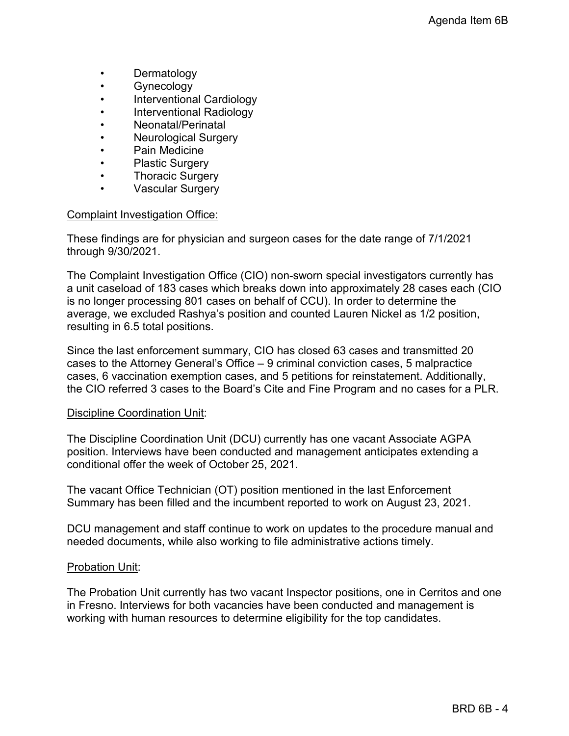- Dermatology
- Gynecology
- Interventional Cardiology
- Interventional Radiology
- Neonatal/Perinatal
- Neurological Surgery
- Pain Medicine
- Plastic Surgery
- Thoracic Surgery
- Vascular Surgery

<u>Complaint Investigation Office:</u>

These findings are for physician and surgeon cases for the date range of 7/1/2021 through 9/30/2021.

The Complaint Investigation Office (CIO) non-sworn special investigators currently has a unit caseload of 183 cases which breaks down into approximately 28 cases each (CIO is no longer processing 801 cases on behalf of CCU). In order to determine the average, we excluded Rashya's position and counted Lauren Nickel as 1/2 position, resulting in 6.5 total positions.

Since the last enforcement summary, CIO has closed 63 cases and transmitted 20 cases to the Attorney General's Office – 9 criminal conviction cases, 5 malpractice cases, 6 vaccination exemption cases, and 5 petitions for reinstatement. Additionally, the CIO referred 3 cases to the Board's Cite and Fine Program and no cases for a PLR.

<u>Discipline Coordination Unit</u>:

The Discipline Coordination Unit (DCU) currently has one vacant Associate AGPA position. Interviews have been conducted and management anticipates extending a conditional offer the week of October 25, 2021.

The vacant Office Technician (OT) position mentioned in the last Enforcement Summary has been filled and the incumbent reported to work on August 23, 2021.

DCU management and staff continue to work on updates to the procedure manual and needed documents, while also working to file administrative actions timely.

<u>Probation Unit</u>:

The Probation Unit currently has two vacant Inspector positions, one in Cerritos and one in Fresno. Interviews for both vacancies have been conducted and management is working with human resources to determine eligibility for the top candidates.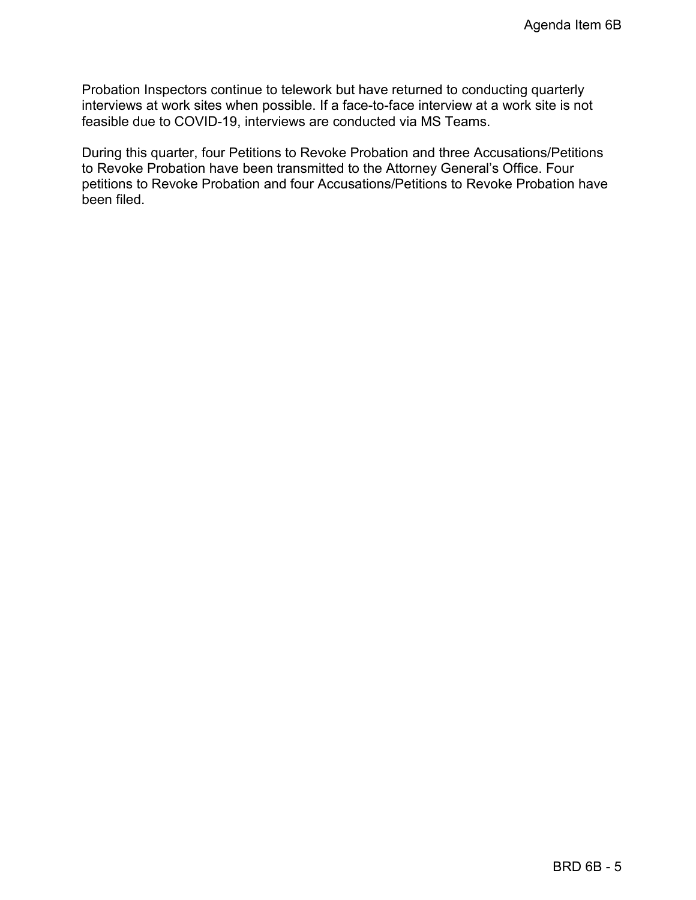Probation Inspectors continue to telework but have returned to conducting quarterly interviews at work sites when possible. If a face-to-face interview at a work site is not feasible due to COVID-19, interviews are conducted via MS Teams.

During this quarter, four Petitions to Revoke Probation and three Accusations/Petitions to Revoke Probation have been transmitted to the Attorney General's Office. Four petitions to Revoke Probation and four Accusations/Petitions to Revoke Probation have been filed.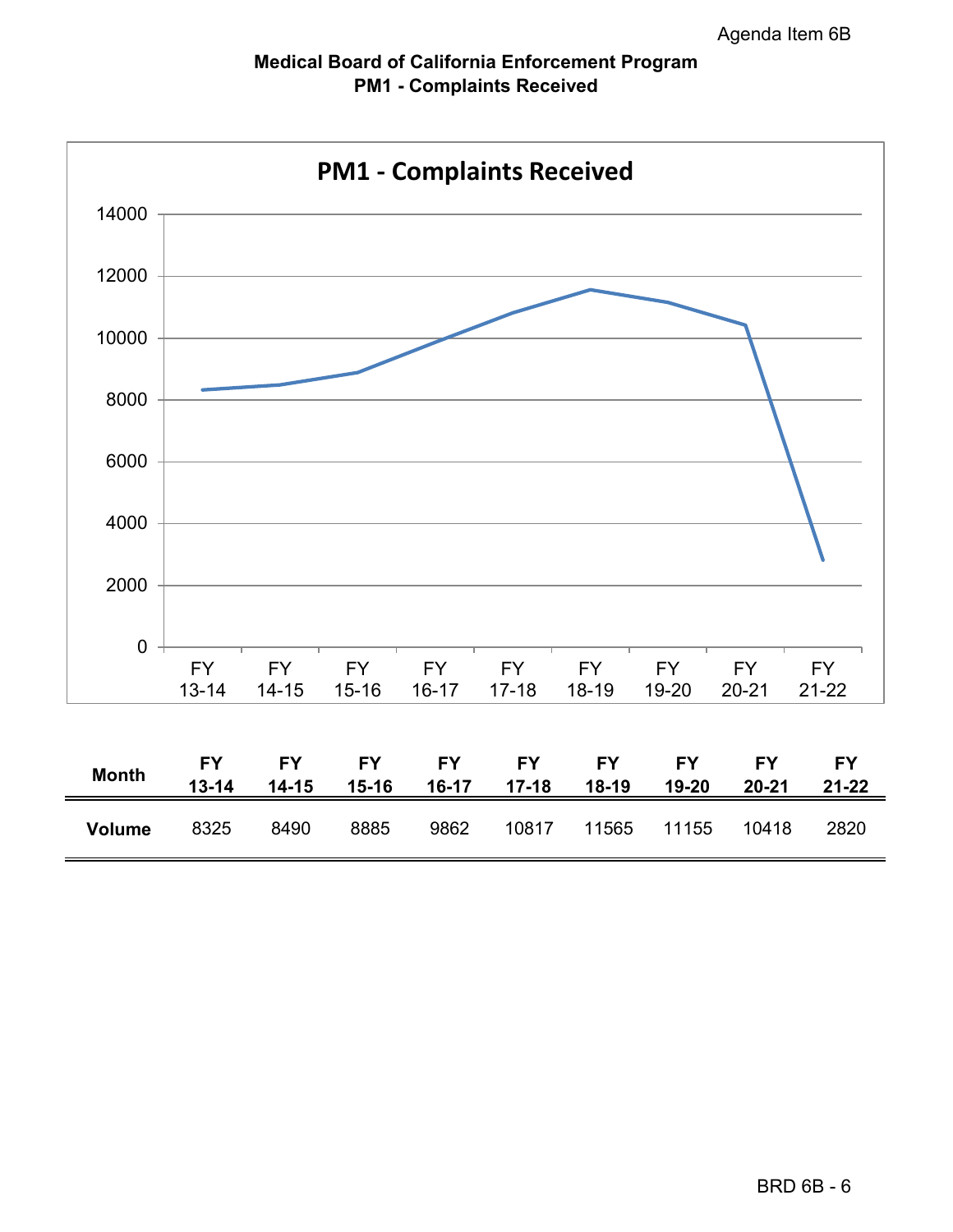Agenda Item 6B

**Medical Board of California Enforcement Program**
**PM1 - Complaints Received**

| Month | FY 13-14 | FY 14-15 | FY 15-16 | FY 16-17 | FY 17-18 | FY 18-19 | FY 19-20 | FY 20-21 | FY 21-22 |
|---|---|---|---|---|---|---|---|---|---|
| **Volume** | 8325 | 8490 | 8885 | 9862 | 10817 | 11565 | 11155 | 10418 | 2820 |

BRD 6B - 6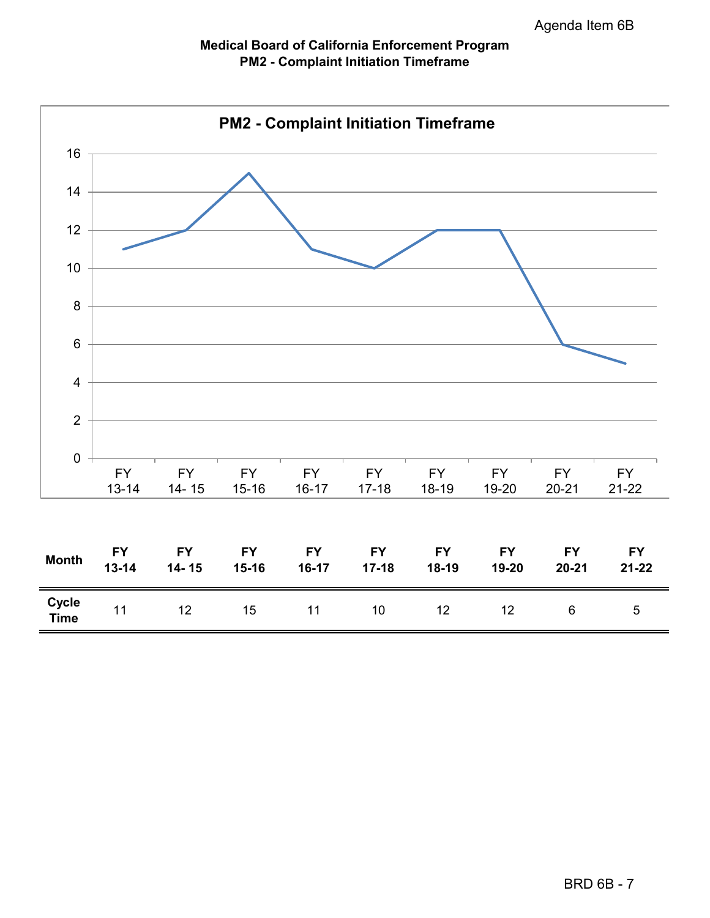Agenda Item 6B

**Medical Board of California Enforcement Program**
**PM2 - Complaint Initiation Timeframe**

**PM2 - Complaint Initiation Timeframe**

| Month | FY 13-14 | FY 14- 15 | FY 15-16 | FY 16-17 | FY 17-18 | FY 18-19 | FY 19-20 | FY 20-21 | FY 21-22 |
|---|---|---|---|---|---|---|---|---|---|
| Cycle Time | 11 | 12 | 15 | 11 | 10 | 12 | 12 | 6 | 5 |

BRD 6B - 7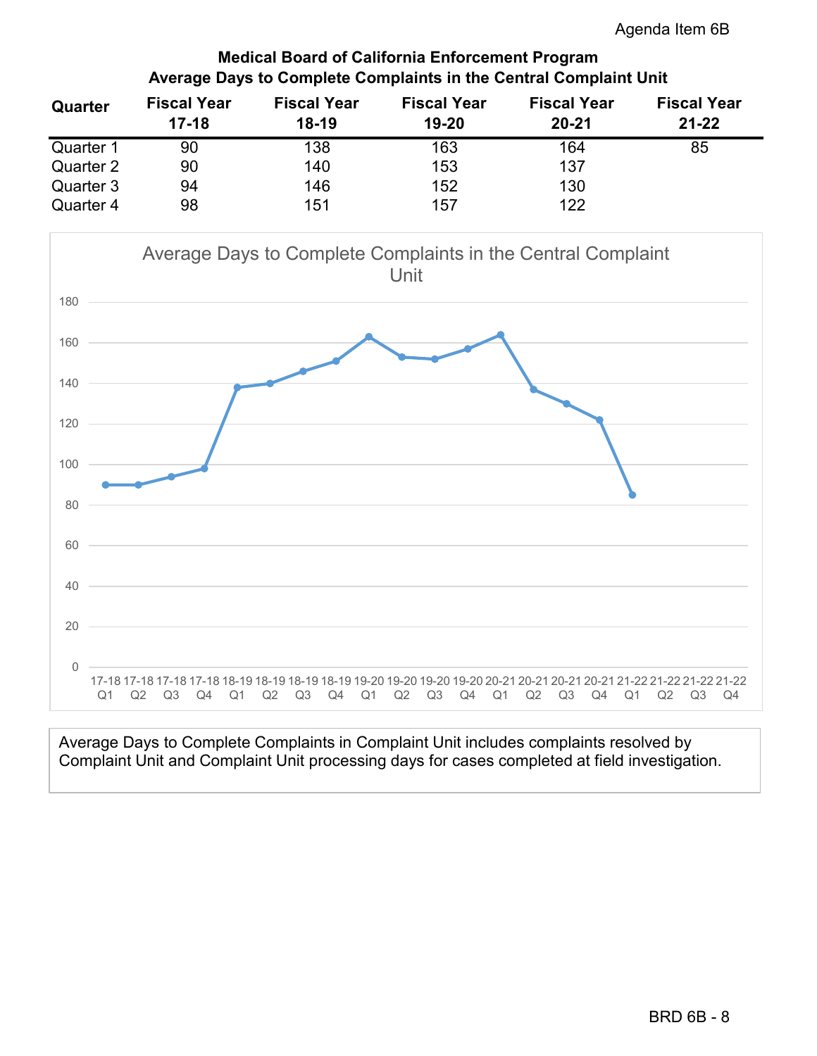Agenda Item 6B

## Medical Board of California Enforcement Program
## Average Days to Complete Complaints in the Central Complaint Unit

| Quarter | Fiscal Year 17-18 | Fiscal Year 18-19 | Fiscal Year 19-20 | Fiscal Year 20-21 | Fiscal Year 21-22 |
|---|---|---|---|---|---|
| Quarter 1 | 90 | 138 | 163 | 164 | 85 |
| Quarter 2 | 90 | 140 | 153 | 137 | |
| Quarter 3 | 94 | 146 | 152 | 130 | |
| Quarter 4 | 98 | 151 | 157 | 122 | |

Average Days to Complete Complaints in the Central Complaint Unit

| Quarter | Average Days |
|---|---|
| 17-18 Q1 | 90 |
| 17-18 Q2 | 90 |
| 17-18 Q3 | 94 |
| 17-18 Q4 | 98 |
| 18-19 Q1 | 138 |
| 18-19 Q2 | 140 |
| 18-19 Q3 | 146 |
| 18-19 Q4 | 151 |
| 19-20 Q1 | 163 |
| 19-20 Q2 | 153 |
| 19-20 Q3 | 152 |
| 19-20 Q4 | 157 |
| 20-21 Q1 | 164 |
| 20-21 Q2 | 137 |
| 20-21 Q3 | 130 |
| 20-21 Q4 | 122 |
| 21-22 Q1 | 85 |
| 21-22 Q2 | |
| 21-22 Q3 | |
| 21-22 Q4 | |

Average Days to Complete Complaints in Complaint Unit includes complaints resolved by Complaint Unit and Complaint Unit processing days for cases completed at field investigation.

BRD 6B - 8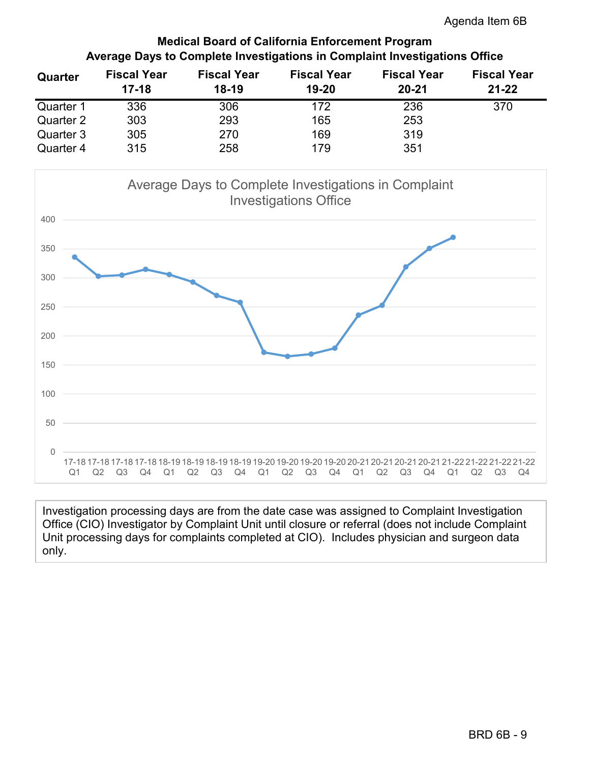Agenda Item 6B

**Medical Board of California Enforcement Program**
**Average Days to Complete Investigations in Complaint Investigations Office**

| Quarter | Fiscal Year 17-18 | Fiscal Year 18-19 | Fiscal Year 19-20 | Fiscal Year 20-21 | Fiscal Year 21-22 |
|---|---|---|---|---|---|
| Quarter 1 | 336 | 306 | 172 | 236 | 370 |
| Quarter 2 | 303 | 293 | 165 | 253 | |
| Quarter 3 | 305 | 270 | 169 | 319 | |
| Quarter 4 | 315 | 258 | 179 | 351 | |

Average Days to Complete Investigations in Complaint Investigations Office

Investigation processing days are from the date case was assigned to Complaint Investigation Office (CIO) Investigator by Complaint Unit until closure or referral (does not include Complaint Unit processing days for complaints completed at CIO). Includes physician and surgeon data only.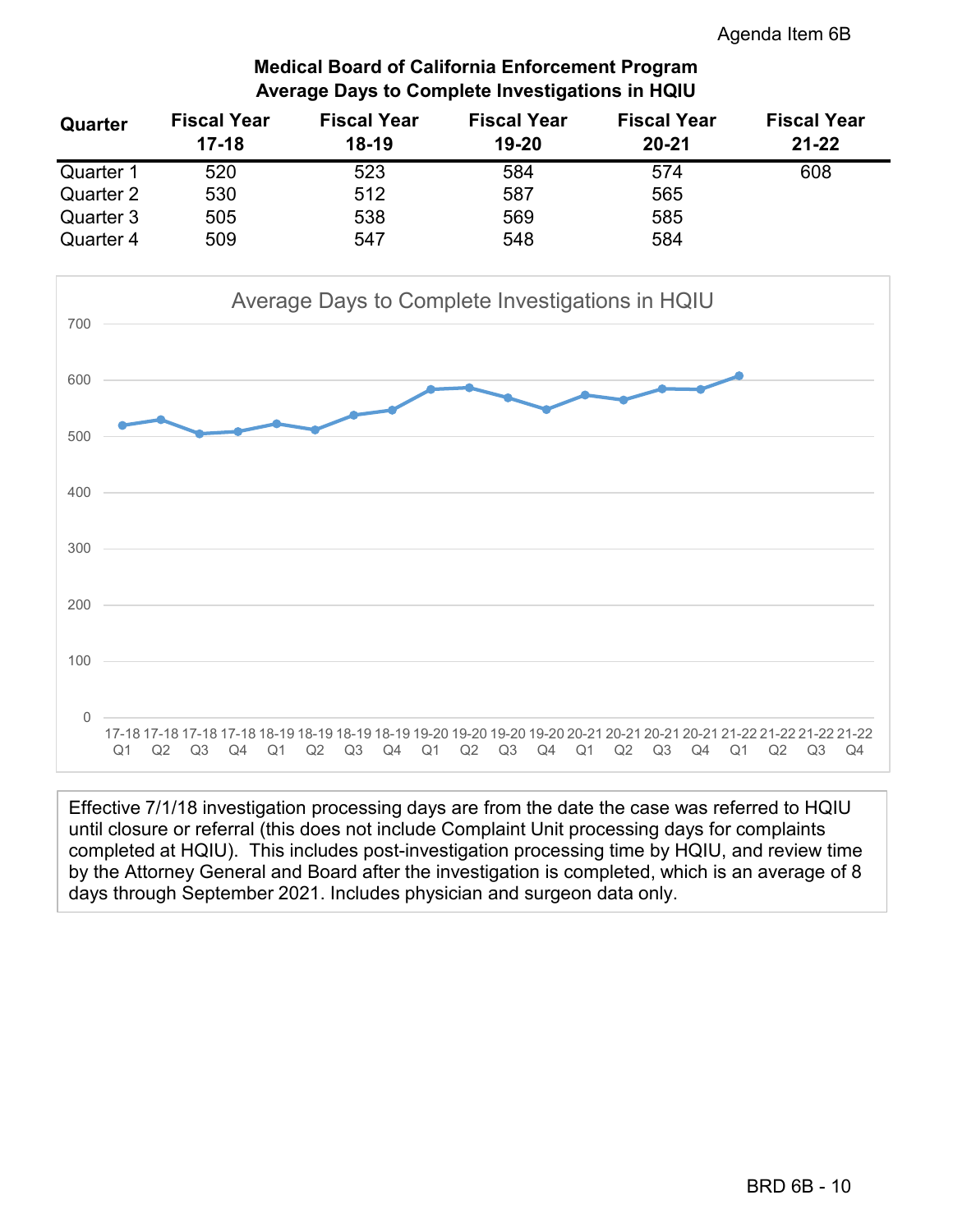Agenda Item 6B

## Medical Board of California Enforcement Program
## Average Days to Complete Investigations in HQIU

| Quarter | Fiscal Year 17-18 | Fiscal Year 18-19 | Fiscal Year 19-20 | Fiscal Year 20-21 | Fiscal Year 21-22 |
|---|---|---|---|---|---|
| Quarter 1 | 520 | 523 | 584 | 574 | 608 |
| Quarter 2 | 530 | 512 | 587 | 565 | |
| Quarter 3 | 505 | 538 | 569 | 585 | |
| Quarter 4 | 509 | 547 | 548 | 584 | |

Average Days to Complete Investigations in HQIU

Effective 7/1/18 investigation processing days are from the date the case was referred to HQIU until closure or referral (this does not include Complaint Unit processing days for complaints completed at HQIU). This includes post-investigation processing time by HQIU, and review time by the Attorney General and Board after the investigation is completed, which is an average of 8 days through September 2021. Includes physician and surgeon data only.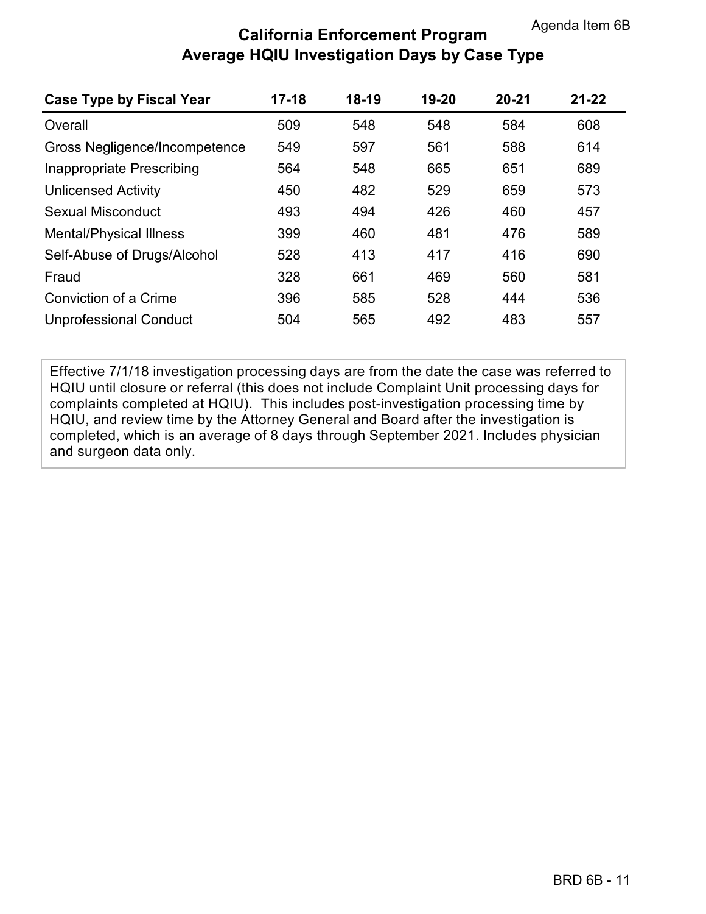# California Enforcement Program
## Average HQIU Investigation Days by Case Type

| Case Type by Fiscal Year | 17-18 | 18-19 | 19-20 | 20-21 | 21-22 |
|---|---|---|---|---|---|
| Overall | 509 | 548 | 548 | 584 | 608 |
| Gross Negligence/Incompetence | 549 | 597 | 561 | 588 | 614 |
| Inappropriate Prescribing | 564 | 548 | 665 | 651 | 689 |
| Unlicensed Activity | 450 | 482 | 529 | 659 | 573 |
| Sexual Misconduct | 493 | 494 | 426 | 460 | 457 |
| Mental/Physical Illness | 399 | 460 | 481 | 476 | 589 |
| Self-Abuse of Drugs/Alcohol | 528 | 413 | 417 | 416 | 690 |
| Fraud | 328 | 661 | 469 | 560 | 581 |
| Conviction of a Crime | 396 | 585 | 528 | 444 | 536 |
| Unprofessional Conduct | 504 | 565 | 492 | 483 | 557 |

Effective 7/1/18 investigation processing days are from the date the case was referred to HQIU until closure or referral (this does not include Complaint Unit processing days for complaints completed at HQIU). This includes post-investigation processing time by HQIU, and review time by the Attorney General and Board after the investigation is completed, which is an average of 8 days through September 2021. Includes physician and surgeon data only.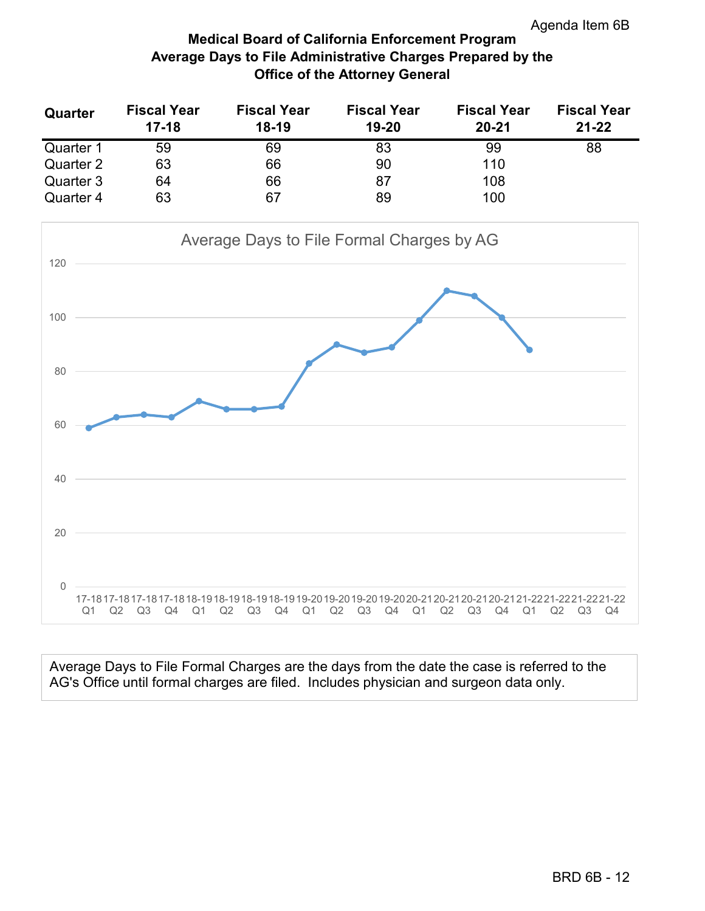Agenda Item 6B

**Medical Board of California Enforcement Program**
**Average Days to File Administrative Charges Prepared by the Office of the Attorney General**

| Quarter | Fiscal Year 17-18 | Fiscal Year 18-19 | Fiscal Year 19-20 | Fiscal Year 20-21 | Fiscal Year 21-22 |
|---|---|---|---|---|---|
| Quarter 1 | 59 | 69 | 83 | 99 | 88 |
| Quarter 2 | 63 | 66 | 90 | 110 | |
| Quarter 3 | 64 | 66 | 87 | 108 | |
| Quarter 4 | 63 | 67 | 89 | 100 | |

Average Days to File Formal Charges by AG

| Quarter | Average Days |
|---|---|
| 17-18 Q1 | 59 |
| 17-18 Q2 | 63 |
| 17-18 Q3 | 64 |
| 17-18 Q4 | 63 |
| 18-19 Q1 | 69 |
| 18-19 Q2 | 66 |
| 18-19 Q3 | 66 |
| 18-19 Q4 | 67 |
| 19-20 Q1 | 83 |
| 19-20 Q2 | 90 |
| 19-20 Q3 | 87 |
| 19-20 Q4 | 89 |
| 20-21 Q1 | 99 |
| 20-21 Q2 | 110 |
| 20-21 Q3 | 108 |
| 20-21 Q4 | 100 |
| 21-22 Q1 | 88 |
| 21-22 Q2 | |
| 21-22 Q3 | |
| 21-22 Q4 | |

Average Days to File Formal Charges are the days from the date the case is referred to the AG's Office until formal charges are filed. Includes physician and surgeon data only.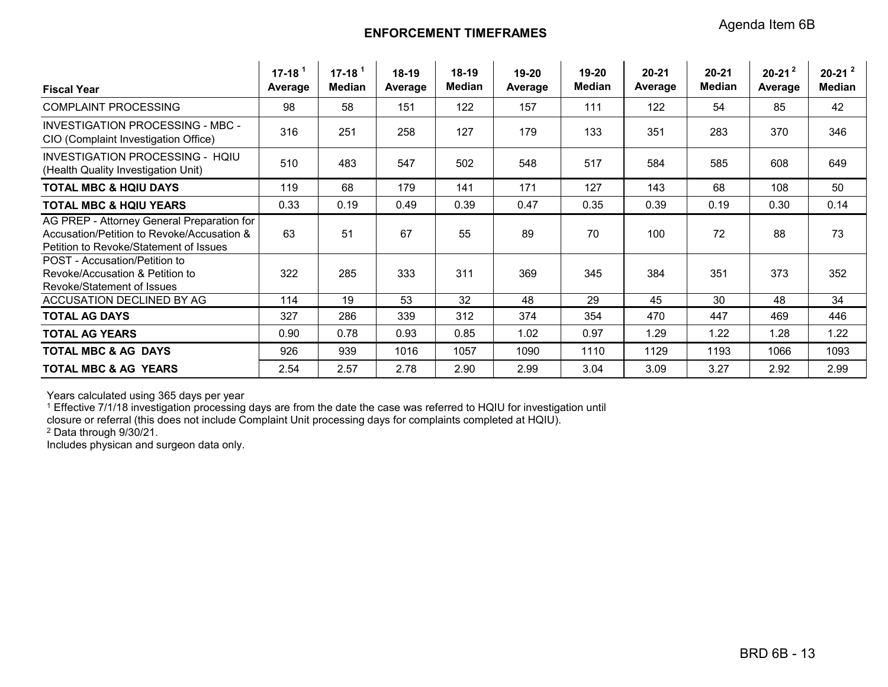Agenda Item 6B

# ENFORCEMENT TIMEFRAMES

| Fiscal Year | 17-18 [1] Average | 17-18 [1] Median | 18-19 Average | 18-19 Median | 19-20 Average | 19-20 Median | 20-21 Average | 20-21 Median | 20-21 [2] Average | 20-21 [2] Median |
|---|---|---|---|---|---|---|---|---|---|---|
| COMPLAINT PROCESSING | 98 | 58 | 151 | 122 | 157 | 111 | 122 | 54 | 85 | 42 |
| INVESTIGATION PROCESSING - MBC - CIO (Complaint Investigation Office) | 316 | 251 | 258 | 127 | 179 | 133 | 351 | 283 | 370 | 346 |
| INVESTIGATION PROCESSING - HQIU (Health Quality Investigation Unit) | 510 | 483 | 547 | 502 | 548 | 517 | 584 | 585 | 608 | 649 |
| **TOTAL MBC & HQIU DAYS** | 119 | 68 | 179 | 141 | 171 | 127 | 143 | 68 | 108 | 50 |
| **TOTAL MBC & HQIU YEARS** | 0.33 | 0.19 | 0.49 | 0.39 | 0.47 | 0.35 | 0.39 | 0.19 | 0.30 | 0.14 |
| AG PREP - Attorney General Preparation for Accusation/Petition to Revoke/Accusation & Petition to Revoke/Statement of Issues | 63 | 51 | 67 | 55 | 89 | 70 | 100 | 72 | 88 | 73 |
| POST - Accusation/Petition to Revoke/Accusation & Petition to Revoke/Statement of Issues | 322 | 285 | 333 | 311 | 369 | 345 | 384 | 351 | 373 | 352 |
| ACCUSATION DECLINED BY AG | 114 | 19 | 53 | 32 | 48 | 29 | 45 | 30 | 48 | 34 |
| **TOTAL AG DAYS** | 327 | 286 | 339 | 312 | 374 | 354 | 470 | 447 | 469 | 446 |
| **TOTAL AG YEARS** | 0.90 | 0.78 | 0.93 | 0.85 | 1.02 | 0.97 | 1.29 | 1.22 | 1.28 | 1.22 |
| **TOTAL MBC & AG DAYS** | 926 | 939 | 1016 | 1057 | 1090 | 1110 | 1129 | 1193 | 1066 | 1093 |
| **TOTAL MBC & AG YEARS** | 2.54 | 2.57 | 2.78 | 2.90 | 2.99 | 3.04 | 3.09 | 3.27 | 2.92 | 2.99 |

Years calculated using 365 days per year

[1] Effective 7/1/18 investigation processing days are from the date the case was referred to HQIU for investigation until closure or referral (this does not include Complaint Unit processing days for complaints completed at HQIU).

[2] Data through 9/30/21.

Includes physican and surgeon data only.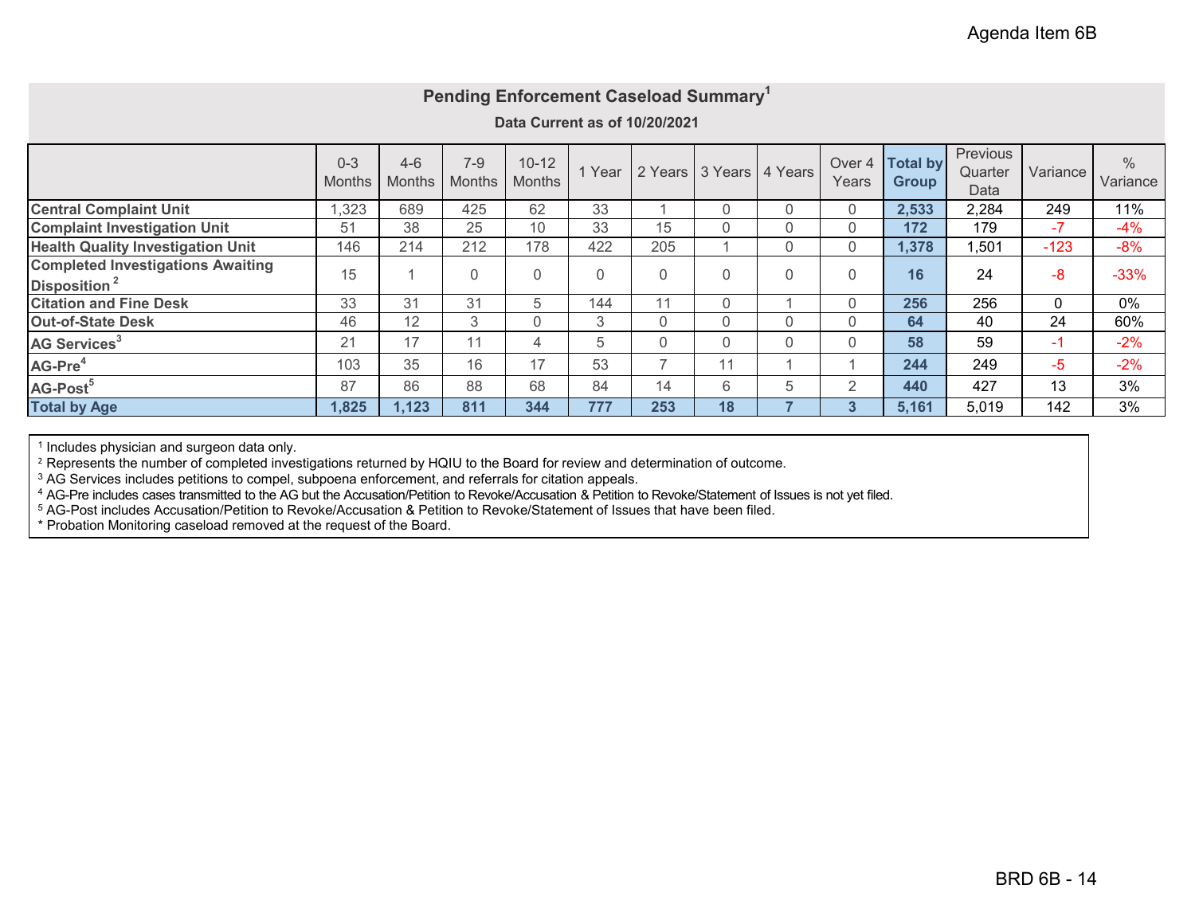Agenda Item 6B

## Pending Enforcement Caseload Summary[1]

**Data Current as of 10/20/2021**

| | 0-3 Months | 4-6 Months | 7-9 Months | 10-12 Months | 1 Year | 2 Years | 3 Years | 4 Years | Over 4 Years | Total by Group | Previous Quarter Data | Variance | % Variance |
|---|---|---|---|---|---|---|---|---|---|---|---|---|---|
| **Central Complaint Unit** | 1,323 | 689 | 425 | 62 | 33 | 1 | 0 | 0 | 0 | **2,533** | 2,284 | 249 | 11% |
| **Complaint Investigation Unit** | 51 | 38 | 25 | 10 | 33 | 15 | 0 | 0 | 0 | **172** | 179 | -7 | -4% |
| **Health Quality Investigation Unit** | 146 | 214 | 212 | 178 | 422 | 205 | 1 | 0 | 0 | **1,378** | 1,501 | -123 | -8% |
| **Completed Investigations Awaiting Disposition**[2] | 15 | 1 | 0 | 0 | 0 | 0 | 0 | 0 | 0 | **16** | 24 | -8 | -33% |
| **Citation and Fine Desk** | 33 | 31 | 31 | 5 | 144 | 11 | 0 | 1 | 0 | **256** | 256 | 0 | 0% |
| **Out-of-State Desk** | 46 | 12 | 3 | 0 | 3 | 0 | 0 | 0 | 0 | **64** | 40 | 24 | 60% |
| **AG Services**[3] | 21 | 17 | 11 | 4 | 5 | 0 | 0 | 0 | 0 | **58** | 59 | -1 | -2% |
| **AG-Pre**[4] | 103 | 35 | 16 | 17 | 53 | 7 | 11 | 1 | 1 | **244** | 249 | -5 | -2% |
| **AG-Post**[5] | 87 | 86 | 88 | 68 | 84 | 14 | 6 | 5 | 2 | **440** | 427 | 13 | 3% |
| **Total by Age** | **1,825** | **1,123** | **811** | **344** | **777** | **253** | **18** | **7** | **3** | **5,161** | 5,019 | 142 | 3% |

[1] Includes physician and surgeon data only.
[2] Represents the number of completed investigations returned by HQIU to the Board for review and determination of outcome.
[3] AG Services includes petitions to compel, subpoena enforcement, and referrals for citation appeals.
[4] AG-Pre includes cases transmitted to the AG but the Accusation/Petition to Revoke/Accusation & Petition to Revoke/Statement of Issues is not yet filed.
[5] AG-Post includes Accusation/Petition to Revoke/Accusation & Petition to Revoke/Statement of Issues that have been filed.
* Probation Monitoring caseload removed at the request of the Board.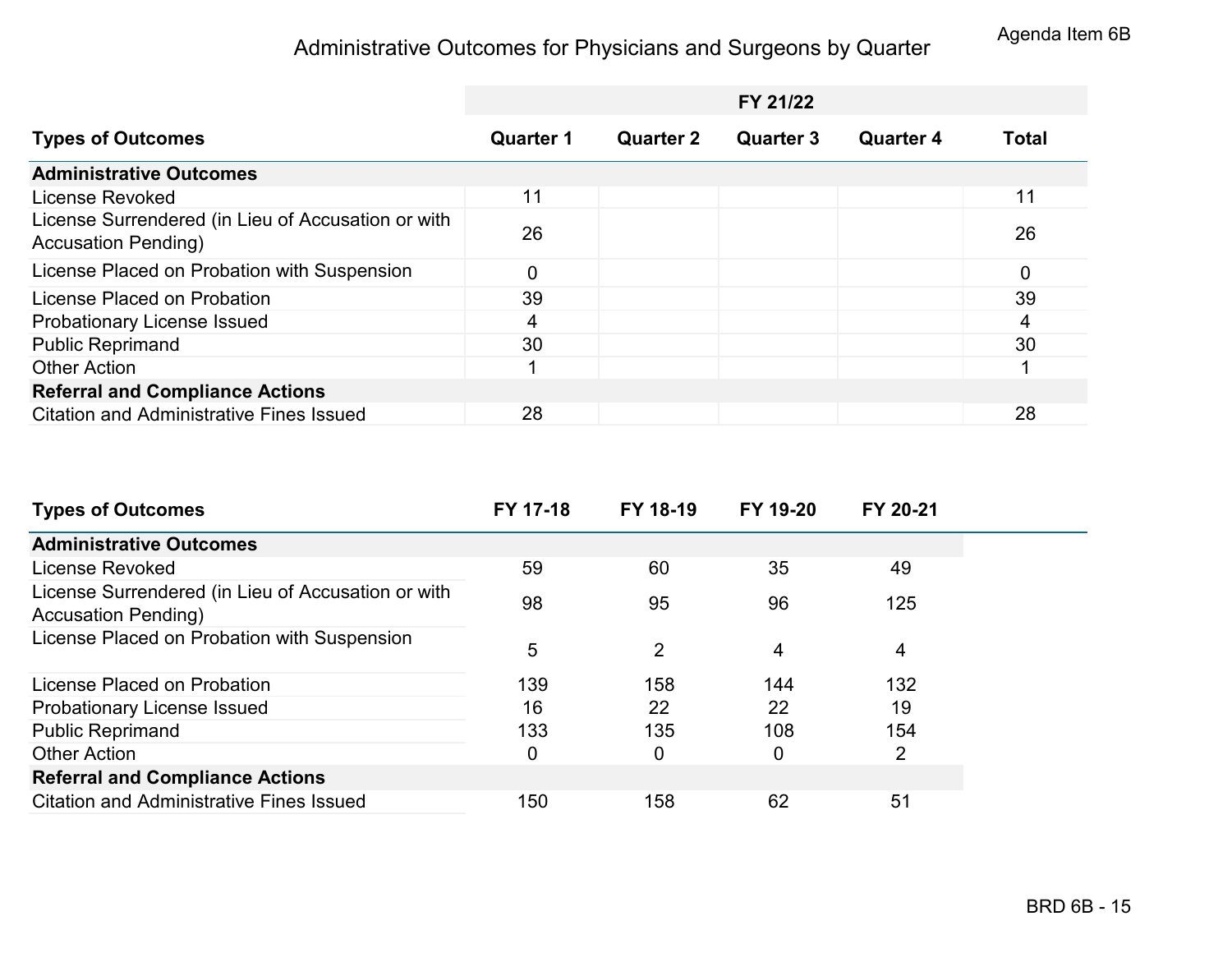Agenda Item 6B

# Administrative Outcomes for Physicians and Surgeons by Quarter

| | FY 21/22 | | | | |
|---|---|---|---|---|---|
| **Types of Outcomes** | **Quarter 1** | **Quarter 2** | **Quarter 3** | **Quarter 4** | **Total** |
| **Administrative Outcomes** | | | | | |
| License Revoked | 11 | | | | 11 |
| License Surrendered (in Lieu of Accusation or with Accusation Pending) | 26 | | | | 26 |
| License Placed on Probation with Suspension | 0 | | | | 0 |
| License Placed on Probation | 39 | | | | 39 |
| Probationary License Issued | 4 | | | | 4 |
| Public Reprimand | 30 | | | | 30 |
| Other Action | 1 | | | | 1 |
| **Referral and Compliance Actions** | | | | | |
| Citation and Administrative Fines Issued | 28 | | | | 28 |

| **Types of Outcomes** | **FY 17-18** | **FY 18-19** | **FY 19-20** | **FY 20-21** |
|---|---|---|---|---|
| **Administrative Outcomes** | | | | |
| License Revoked | 59 | 60 | 35 | 49 |
| License Surrendered (in Lieu of Accusation or with Accusation Pending) | 98 | 95 | 96 | 125 |
| License Placed on Probation with Suspension | 5 | 2 | 4 | 4 |
| License Placed on Probation | 139 | 158 | 144 | 132 |
| Probationary License Issued | 16 | 22 | 22 | 19 |
| Public Reprimand | 133 | 135 | 108 | 154 |
| Other Action | 0 | 0 | 0 | 2 |
| **Referral and Compliance Actions** | | | | |
| Citation and Administrative Fines Issued | 150 | 158 | 62 | 51 |

BRD 6B - 15